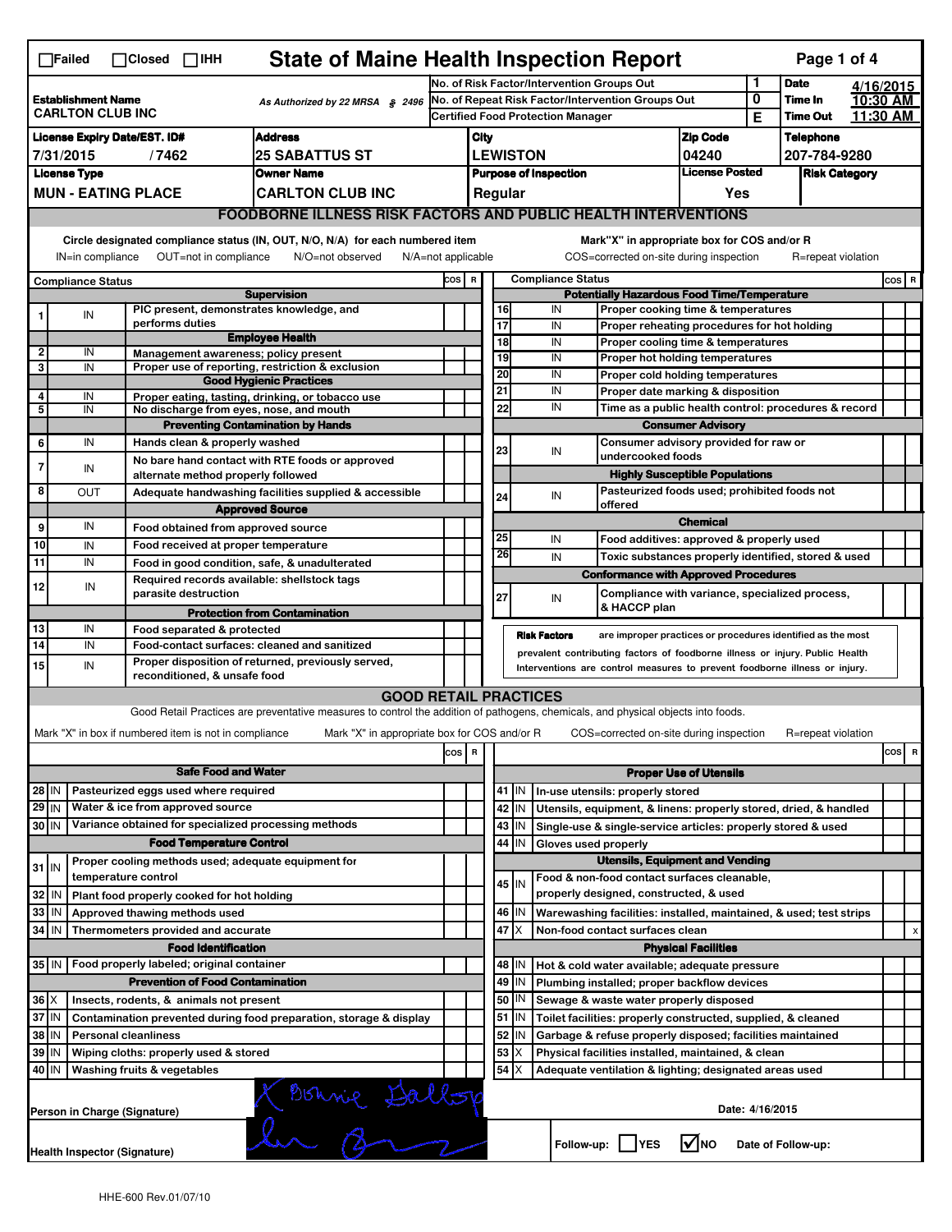☐Failed ☐Closed ☐IHH

# State of Maine Health Inspection Report

| | | | |
|---|---|---|---|
| No. of Risk Factor/Intervention Groups Out | 1 | Date | 4/16/2015 |
| No. of Repeat Risk Factor/Intervention Groups Out | 0 | Time In | 10:30 AM |
| Certified Food Protection Manager | E | Time Out | 11:30 AM |

**Establishment Name:** CARLTON CLUB INC

As Authorized by 22 MRSA § 2496

| License Expiry Date/EST. ID# | Address | City | Zip Code | Telephone |
|---|---|---|---|---|
| 7/31/2015 / 7462 | 25 SABATTUS ST | LEWISTON | 04240 | 207-784-9280 |

| License Type | Owner Name | Purpose of Inspection | License Posted | Risk Category |
|---|---|---|---|---|
| MUN - EATING PLACE | CARLTON CLUB INC | Regular | Yes | |

## FOODBORNE ILLNESS RISK FACTORS AND PUBLIC HEALTH INTERVENTIONS

Circle designated compliance status (IN, OUT, N/O, N/A) for each numbered item — IN=in compliance, OUT=not in compliance, N/O=not observed, N/A=not applicable

Mark "X" in appropriate box for COS and/or R — COS=corrected on-site during inspection, R=repeat violation

| # | Compliance Status | Item | COS | R |
|---|---|---|---|---|
| | | **Supervision** | | |
| 1 | IN | PIC present, demonstrates knowledge, and performs duties | | |
| | | **Employee Health** | | |
| 2 | IN | Management awareness; policy present | | |
| 3 | IN | Proper use of reporting, restriction & exclusion | | |
| | | **Good Hygienic Practices** | | |
| 4 | IN | Proper eating, tasting, drinking, or tobacco use | | |
| 5 | IN | No discharge from eyes, nose, and mouth | | |
| | | **Preventing Contamination by Hands** | | |
| 6 | IN | Hands clean & properly washed | | |
| 7 | IN | No bare hand contact with RTE foods or approved alternate method properly followed | | |
| 8 | OUT | Adequate handwashing facilities supplied & accessible | | |
| | | **Approved Source** | | |
| 9 | IN | Food obtained from approved source | | |
| 10 | IN | Food received at proper temperature | | |
| 11 | IN | Food in good condition, safe, & unadulterated | | |
| 12 | IN | Required records available: shellstock tags parasite destruction | | |
| | | **Protection from Contamination** | | |
| 13 | IN | Food separated & protected | | |
| 14 | IN | Food-contact surfaces: cleaned and sanitized | | |
| 15 | IN | Proper disposition of returned, previously served, reconditioned, & unsafe food | | |
| | | **Potentially Hazardous Food Time/Temperature** | | |
| 16 | IN | Proper cooking time & temperatures | | |
| 17 | IN | Proper reheating procedures for hot holding | | |
| 18 | IN | Proper cooling time & temperatures | | |
| 19 | IN | Proper hot holding temperatures | | |
| 20 | IN | Proper cold holding temperatures | | |
| 21 | IN | Proper date marking & disposition | | |
| 22 | IN | Time as a public health control: procedures & record | | |
| | | **Consumer Advisory** | | |
| 23 | IN | Consumer advisory provided for raw or undercooked foods | | |
| | | **Highly Susceptible Populations** | | |
| 24 | IN | Pasteurized foods used; prohibited foods not offered | | |
| | | **Chemical** | | |
| 25 | IN | Food additives: approved & properly used | | |
| 26 | IN | Toxic substances properly identified, stored & used | | |
| | | **Conformance with Approved Procedures** | | |
| 27 | IN | Compliance with variance, specialized process, & HACCP plan | | |

**Risk Factors** are improper practices or procedures identified as the most prevalent contributing factors of foodborne illness or injury. Public Health Interventions are control measures to prevent foodborne illness or injury.

## GOOD RETAIL PRACTICES

Good Retail Practices are preventative measures to control the addition of pathogens, chemicals, and physical objects into foods.

Mark "X" in box if numbered item is not in compliance — Mark "X" in appropriate box for COS and/or R — COS=corrected on-site during inspection — R=repeat violation

| # | Status | Item | COS | R |
|---|---|---|---|---|
| | | **Safe Food and Water** | | |
| 28 | IN | Pasteurized eggs used where required | | |
| 29 | IN | Water & ice from approved source | | |
| 30 | IN | Variance obtained for specialized processing methods | | |
| | | **Food Temperature Control** | | |
| 31 | IN | Proper cooling methods used; adequate equipment for temperature control | | |
| 32 | IN | Plant food properly cooked for hot holding | | |
| 33 | IN | Approved thawing methods used | | |
| 34 | IN | Thermometers provided and accurate | | |
| | | **Food Identification** | | |
| 35 | IN | Food properly labeled; original container | | |
| | | **Prevention of Food Contamination** | | |
| 36 | X | Insects, rodents, & animals not present | | |
| 37 | IN | Contamination prevented during food preparation, storage & display | | |
| 38 | IN | Personal cleanliness | | |
| 39 | IN | Wiping cloths: properly used & stored | | |
| 40 | IN | Washing fruits & vegetables | | |
| | | **Proper Use of Utensils** | | |
| 41 | IN | In-use utensils: properly stored | | |
| 42 | IN | Utensils, equipment, & linens: properly stored, dried, & handled | | |
| 43 | IN | Single-use & single-service articles: properly stored & used | | |
| 44 | IN | Gloves used properly | | |
| | | **Utensils, Equipment and Vending** | | |
| 45 | IN | Food & non-food contact surfaces cleanable, properly designed, constructed, & used | | |
| 46 | IN | Warewashing facilities: installed, maintained, & used; test strips | | |
| 47 | X | Non-food contact surfaces clean | | x |
| | | **Physical Facilities** | | |
| 48 | IN | Hot & cold water available; adequate pressure | | |
| 49 | IN | Plumbing installed; proper backflow devices | | |
| 50 | IN | Sewage & waste water properly disposed | | |
| 51 | IN | Toilet facilities: properly constructed, supplied, & cleaned | | |
| 52 | IN | Garbage & refuse properly disposed; facilities maintained | | |
| 53 | X | Physical facilities installed, maintained, & clean | | |
| 54 | X | Adequate ventilation & lighting; designated areas used | | |

Person in Charge (Signature): Bonnie Gallop

Date: 4/16/2015

Health Inspector (Signature): [signature]

Follow-up: ☐ YES ☑ NO — Date of Follow-up:

HHE-600 Rev.01/07/10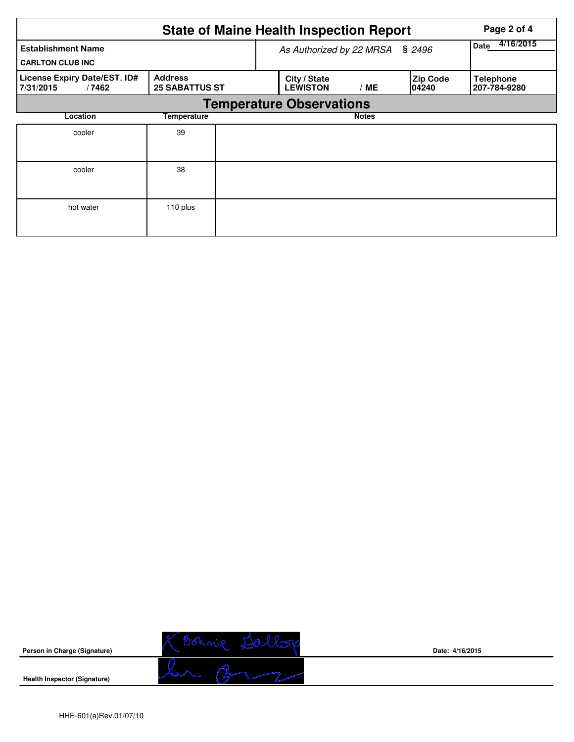# State of Maine Health Inspection Report

| Establishment Name | | As Authorized by 22 MRSA § 2496 | | Date 4/16/2015 |
|---|---|---|---|---|
| CARLTON CLUB INC | | | | |
| License Expiry Date/EST. ID# | Address | City / State | Zip Code | Telephone |
| 7/31/2015 / 7462 | 25 SABATTUS ST | LEWISTON / ME | 04240 | 207-784-9280 |

## Temperature Observations

| Location | Temperature | Notes |
|---|---|---|
| cooler | 39 | |
| cooler | 38 | |
| hot water | 110 plus | |

**Person in Charge (Signature)** Bonnie Gallop **Date: 4/16/2015**

**Health Inspector (Signature)**

HHE-601(a)Rev.01/07/10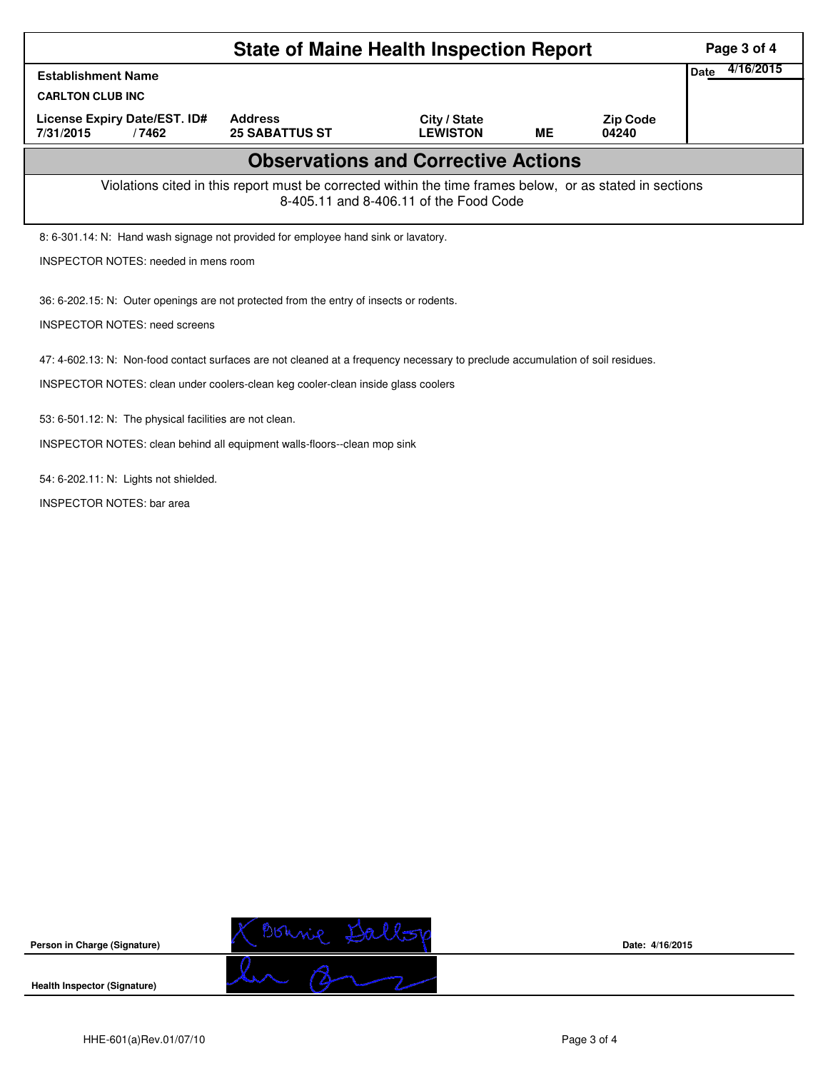# State of Maine Health Inspection Report

| Establishment Name | | | | | Date 4/16/2015 |
|---|---|---|---|---|---|
| CARLTON CLUB INC | | | | | |
| License Expiry Date/EST. ID# | Address | City / State | | Zip Code | |
| 7/31/2015 / 7462 | 25 SABATTUS ST | LEWISTON | ME | 04240 | |

## Observations and Corrective Actions

Violations cited in this report must be corrected within the time frames below, or as stated in sections 8-405.11 and 8-406.11 of the Food Code

8: 6-301.14: N: Hand wash signage not provided for employee hand sink or lavatory.

INSPECTOR NOTES: needed in mens room

36: 6-202.15: N: Outer openings are not protected from the entry of insects or rodents.

INSPECTOR NOTES: need screens

47: 4-602.13: N: Non-food contact surfaces are not cleaned at a frequency necessary to preclude accumulation of soil residues.

INSPECTOR NOTES: clean under coolers-clean keg cooler-clean inside glass coolers

53: 6-501.12: N: The physical facilities are not clean.

INSPECTOR NOTES: clean behind all equipment walls-floors--clean mop sink

54: 6-202.11: N: Lights not shielded.

INSPECTOR NOTES: bar area

| | | |
|---|---|---|
| **Person in Charge (Signature)** | X Bonnie Gallop | **Date: 4/16/2015** |
| **Health Inspector (Signature)** | [signature] | |

HHE-601(a)Rev.01/07/10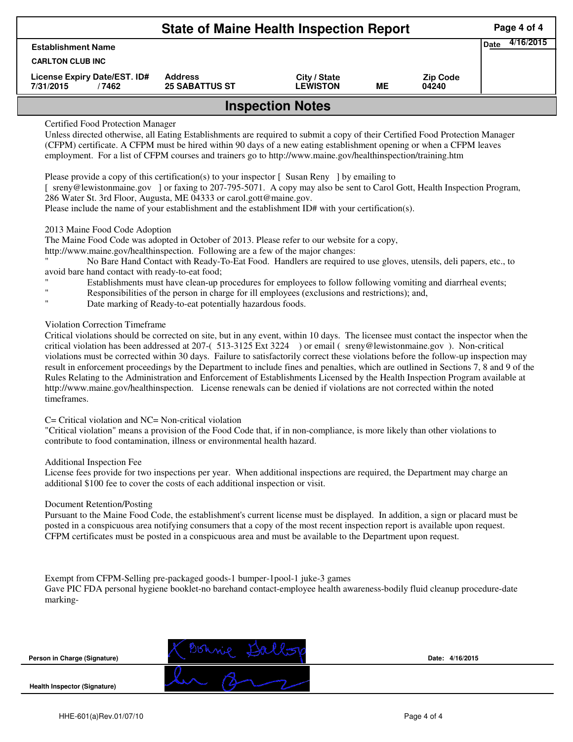# State of Maine Health Inspection Report

| | | | | | |
|---|---|---|---|---|---|
| **Establishment Name** | | | | | **Date** 4/16/2015 |
| **CARLTON CLUB INC** | | | | | |
| **License Expiry Date/EST. ID#** 7/31/2015 / 7462 | **Address** 25 SABATTUS ST | **City / State** LEWISTON | ME | **Zip Code** 04240 | |

## Inspection Notes

Certified Food Protection Manager

Unless directed otherwise, all Eating Establishments are required to submit a copy of their Certified Food Protection Manager (CFPM) certificate. A CFPM must be hired within 90 days of a new eating establishment opening or when a CFPM leaves employment. For a list of CFPM courses and trainers go to http://www.maine.gov/healthinspection/training.htm

Please provide a copy of this certification(s) to your inspector [ Susan Reny ] by emailing to [ sreny@lewistonmaine.gov ] or faxing to 207-795-5071. A copy may also be sent to Carol Gott, Health Inspection Program, 286 Water St. 3rd Floor, Augusta, ME 04333 or carol.gott@maine.gov.

Please include the name of your establishment and the establishment ID# with your certification(s).

2013 Maine Food Code Adoption

The Maine Food Code was adopted in October of 2013. Please refer to our website for a copy, http://www.maine.gov/healthinspection. Following are a few of the major changes:

" No Bare Hand Contact with Ready-To-Eat Food. Handlers are required to use gloves, utensils, deli papers, etc., to avoid bare hand contact with ready-to-eat food;

" Establishments must have clean-up procedures for employees to follow following vomiting and diarrheal events;

" Responsibilities of the person in charge for ill employees (exclusions and restrictions); and,

" Date marking of Ready-to-eat potentially hazardous foods.

Violation Correction Timeframe

Critical violations should be corrected on site, but in any event, within 10 days. The licensee must contact the inspector when the critical violation has been addressed at 207-( 513-3125 Ext 3224 ) or email ( sreny@lewistonmaine.gov ). Non-critical violations must be corrected within 30 days. Failure to satisfactorily correct these violations before the follow-up inspection may result in enforcement proceedings by the Department to include fines and penalties, which are outlined in Sections 7, 8 and 9 of the Rules Relating to the Administration and Enforcement of Establishments Licensed by the Health Inspection Program available at http://www.maine.gov/healthinspection. License renewals can be denied if violations are not corrected within the noted timeframes.

C= Critical violation and NC= Non-critical violation

"Critical violation" means a provision of the Food Code that, if in non-compliance, is more likely than other violations to contribute to food contamination, illness or environmental health hazard.

Additional Inspection Fee

License fees provide for two inspections per year. When additional inspections are required, the Department may charge an additional $100 fee to cover the costs of each additional inspection or visit.

Document Retention/Posting

Pursuant to the Maine Food Code, the establishment's current license must be displayed. In addition, a sign or placard must be posted in a conspicuous area notifying consumers that a copy of the most recent inspection report is available upon request. CFPM certificates must be posted in a conspicuous area and must be available to the Department upon request.

Exempt from CFPM-Selling pre-packaged goods-1 bumper-1pool-1 juke-3 games

Gave PIC FDA personal hygiene booklet-no barehand contact-employee health awareness-bodily fluid cleanup procedure-date marking-

| | | |
|---|---|---|
| **Person in Charge (Signature)** | X Bonnie Dallsp | **Date:** 4/16/2015 |
| **Health Inspector (Signature)** | [signature] | |

HHE-601(a)Rev.01/07/10